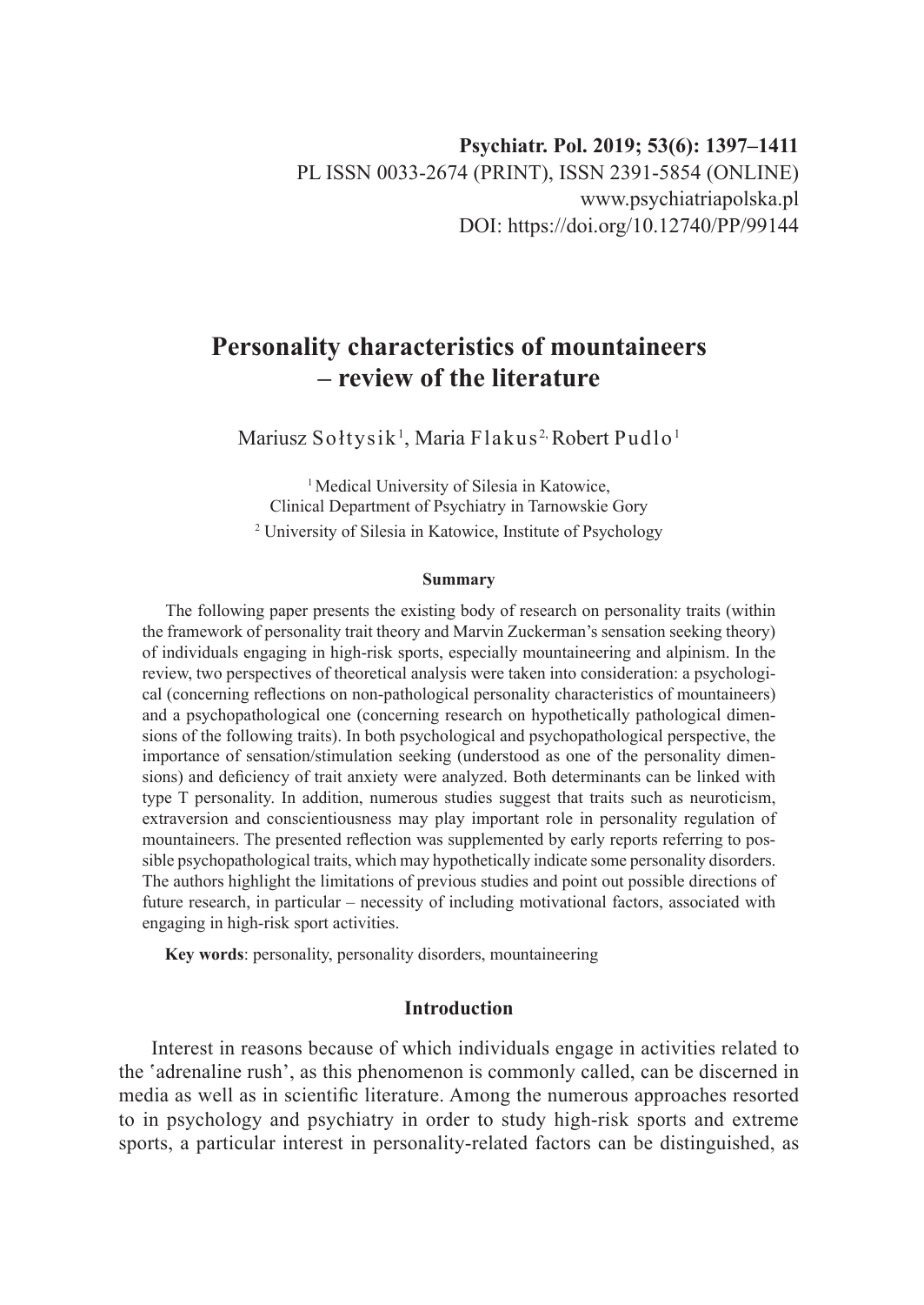Psychiatr. Pol. 2019; 53(6): 1397–1411
PL ISSN 0033-2674 (PRINT), ISSN 2391-5854 (ONLINE)
www.psychiatriapolska.pl
DOI: https://doi.org/10.12740/PP/99144

# Personality characteristics of mountaineers – review of the literature

Mariusz Sołtysik[1], Maria Flakus[2], Robert Pudlo[1]

[1] Medical University of Silesia in Katowice, Clinical Department of Psychiatry in Tarnowskie Gory

[2] University of Silesia in Katowice, Institute of Psychology

#### Summary

The following paper presents the existing body of research on personality traits (within the framework of personality trait theory and Marvin Zuckerman's sensation seeking theory) of individuals engaging in high-risk sports, especially mountaineering and alpinism. In the review, two perspectives of theoretical analysis were taken into consideration: a psychological (concerning reflections on non-pathological personality characteristics of mountaineers) and a psychopathological one (concerning research on hypothetically pathological dimensions of the following traits). In both psychological and psychopathological perspective, the importance of sensation/stimulation seeking (understood as one of the personality dimensions) and deficiency of trait anxiety were analyzed. Both determinants can be linked with type T personality. In addition, numerous studies suggest that traits such as neuroticism, extraversion and conscientiousness may play important role in personality regulation of mountaineers. The presented reflection was supplemented by early reports referring to possible psychopathological traits, which may hypothetically indicate some personality disorders. The authors highlight the limitations of previous studies and point out possible directions of future research, in particular – necessity of including motivational factors, associated with engaging in high-risk sport activities.

**Key words**: personality, personality disorders, mountaineering

## Introduction

Interest in reasons because of which individuals engage in activities related to the 'adrenaline rush', as this phenomenon is commonly called, can be discerned in media as well as in scientific literature. Among the numerous approaches resorted to in psychology and psychiatry in order to study high-risk sports and extreme sports, a particular interest in personality-related factors can be distinguished, as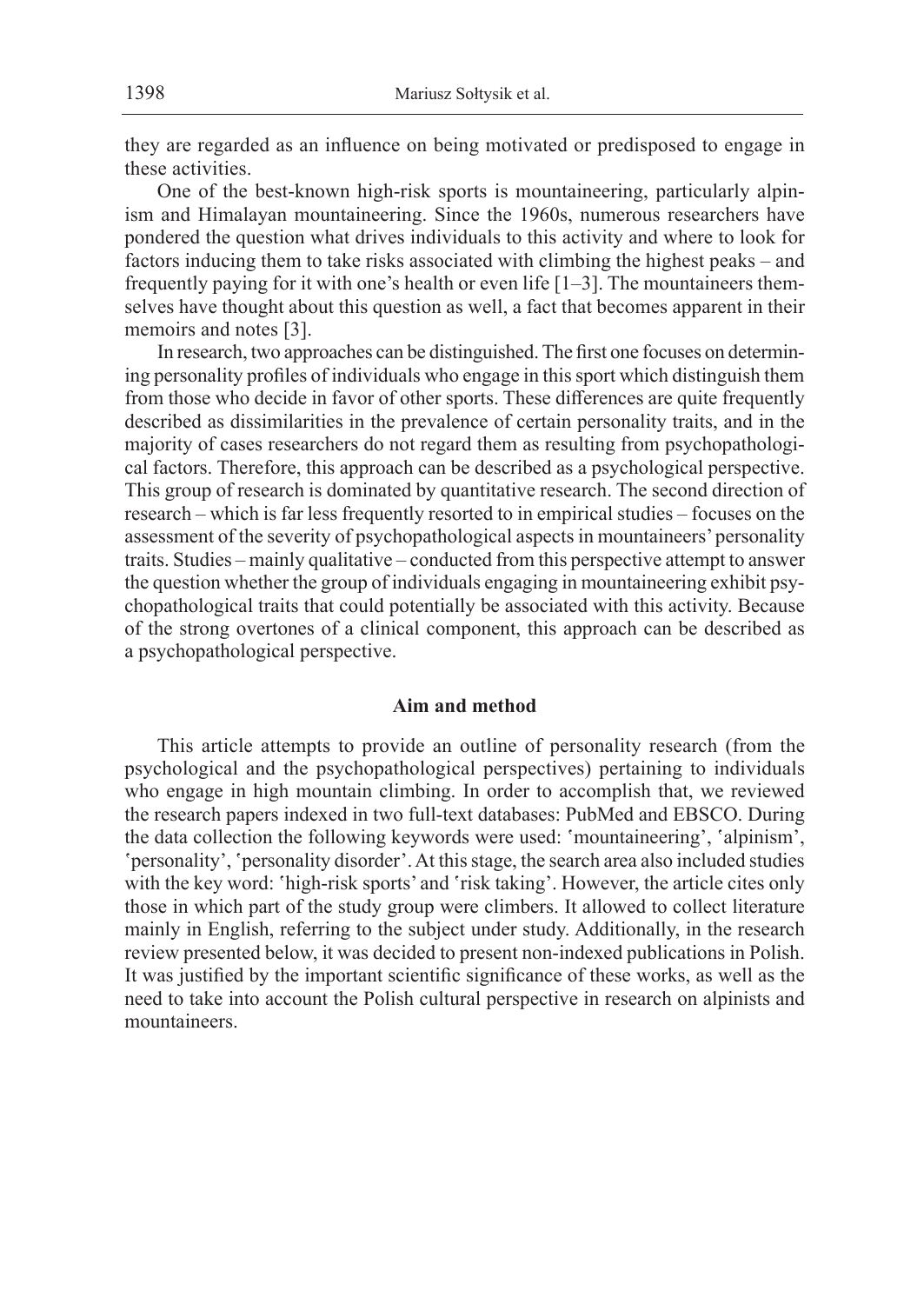they are regarded as an influence on being motivated or predisposed to engage in these activities.

One of the best-known high-risk sports is mountaineering, particularly alpinism and Himalayan mountaineering. Since the 1960s, numerous researchers have pondered the question what drives individuals to this activity and where to look for factors inducing them to take risks associated with climbing the highest peaks – and frequently paying for it with one's health or even life [1–3]. The mountaineers themselves have thought about this question as well, a fact that becomes apparent in their memoirs and notes [3].

In research, two approaches can be distinguished. The first one focuses on determining personality profiles of individuals who engage in this sport which distinguish them from those who decide in favor of other sports. These differences are quite frequently described as dissimilarities in the prevalence of certain personality traits, and in the majority of cases researchers do not regard them as resulting from psychopathological factors. Therefore, this approach can be described as a psychological perspective. This group of research is dominated by quantitative research. The second direction of research – which is far less frequently resorted to in empirical studies – focuses on the assessment of the severity of psychopathological aspects in mountaineers' personality traits. Studies – mainly qualitative – conducted from this perspective attempt to answer the question whether the group of individuals engaging in mountaineering exhibit psychopathological traits that could potentially be associated with this activity. Because of the strong overtones of a clinical component, this approach can be described as a psychopathological perspective.

## Aim and method

This article attempts to provide an outline of personality research (from the psychological and the psychopathological perspectives) pertaining to individuals who engage in high mountain climbing. In order to accomplish that, we reviewed the research papers indexed in two full-text databases: PubMed and EBSCO. During the data collection the following keywords were used: 'mountaineering', 'alpinism', 'personality', 'personality disorder'. At this stage, the search area also included studies with the key word: 'high-risk sports' and 'risk taking'. However, the article cites only those in which part of the study group were climbers. It allowed to collect literature mainly in English, referring to the subject under study. Additionally, in the research review presented below, it was decided to present non-indexed publications in Polish. It was justified by the important scientific significance of these works, as well as the need to take into account the Polish cultural perspective in research on alpinists and mountaineers.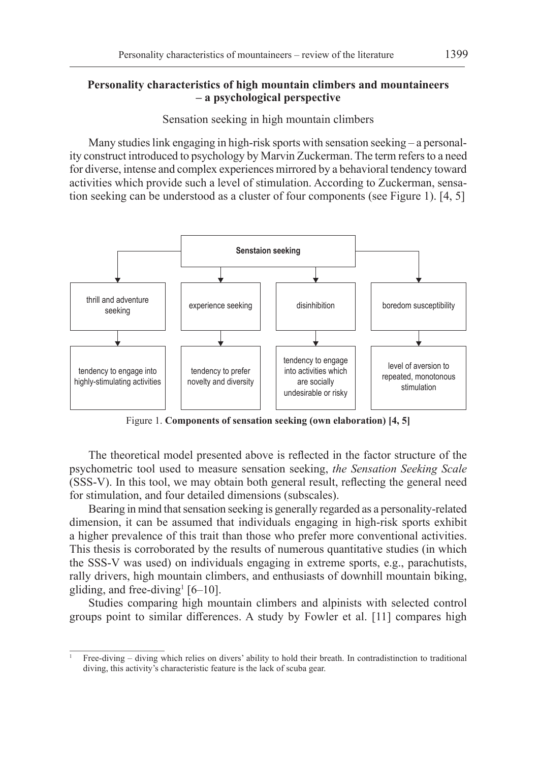## Personality characteristics of high mountain climbers and mountaineers – a psychological perspective

### Sensation seeking in high mountain climbers

Many studies link engaging in high-risk sports with sensation seeking – a personality construct introduced to psychology by Marvin Zuckerman. The term refers to a need for diverse, intense and complex experiences mirrored by a behavioral tendency toward activities which provide such a level of stimulation. According to Zuckerman, sensation seeking can be understood as a cluster of four components (see Figure 1). [4, 5]

| Senstaion seeking | | | |
|---|---|---|---|
| thrill and adventure seeking | experience seeking | disinhibition | boredom susceptibility |
| tendency to engage into highly-stimulating activities | tendency to prefer novelty and diversity | tendency to engage into activities which are socially undesirable or risky | level of aversion to repeated, monotonous stimulation |

Figure 1. **Components of sensation seeking (own elaboration) [4, 5]**

The theoretical model presented above is reflected in the factor structure of the psychometric tool used to measure sensation seeking, *the Sensation Seeking Scale* (SSS-V). In this tool, we may obtain both general result, reflecting the general need for stimulation, and four detailed dimensions (subscales).

Bearing in mind that sensation seeking is generally regarded as a personality-related dimension, it can be assumed that individuals engaging in high-risk sports exhibit a higher prevalence of this trait than those who prefer more conventional activities. This thesis is corroborated by the results of numerous quantitative studies (in which the SSS-V was used) on individuals engaging in extreme sports, e.g., parachutists, rally drivers, high mountain climbers, and enthusiasts of downhill mountain biking, gliding, and free-diving[1] [6–10].

Studies comparing high mountain climbers and alpinists with selected control groups point to similar differences. A study by Fowler et al. [11] compares high

[1] Free-diving – diving which relies on divers' ability to hold their breath. In contradistinction to traditional diving, this activity's characteristic feature is the lack of scuba gear.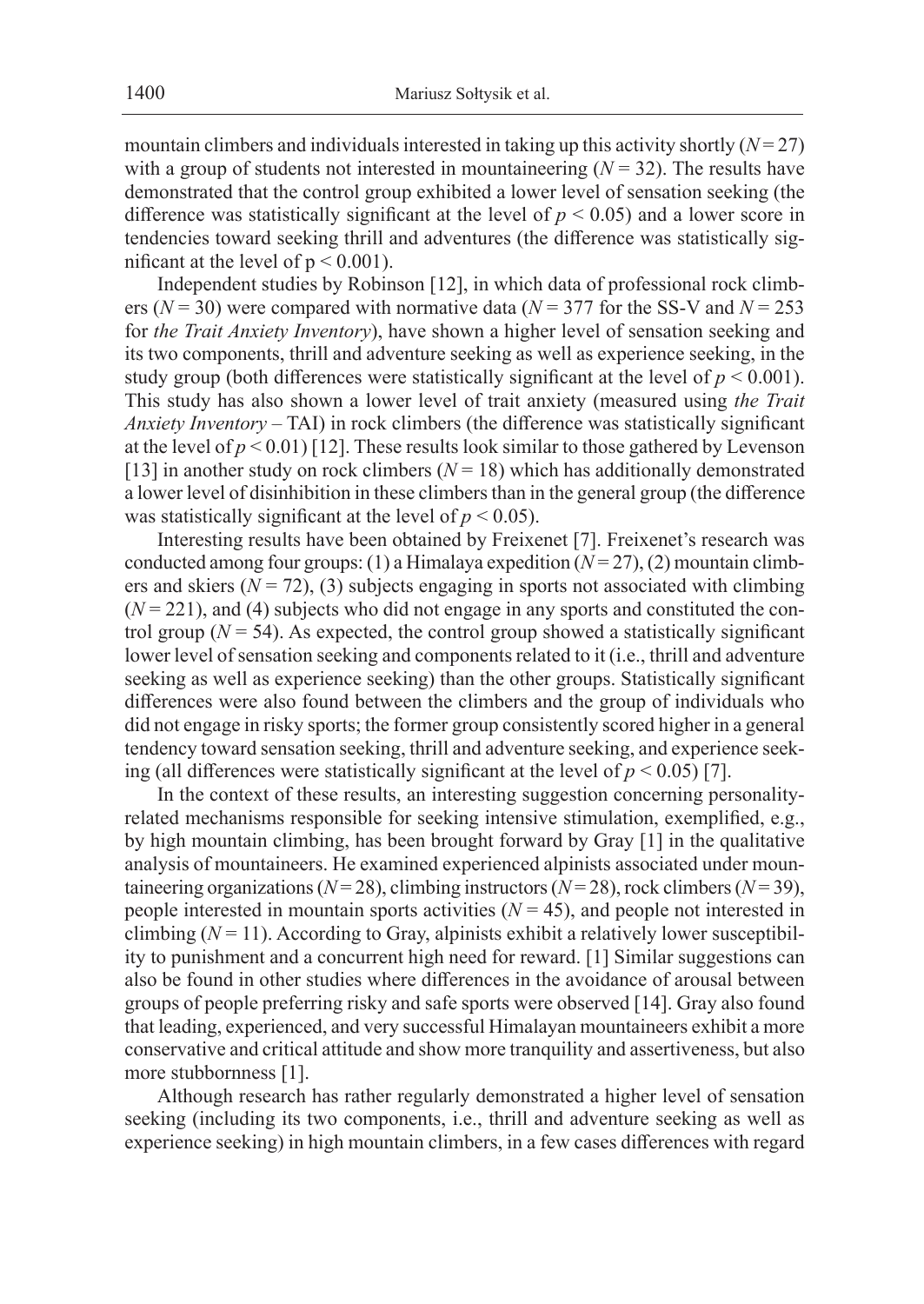mountain climbers and individuals interested in taking up this activity shortly ($N = 27$) with a group of students not interested in mountaineering ($N = 32$). The results have demonstrated that the control group exhibited a lower level of sensation seeking (the difference was statistically significant at the level of $p < 0.05$) and a lower score in tendencies toward seeking thrill and adventures (the difference was statistically significant at the level of $p < 0.001$).

Independent studies by Robinson [12], in which data of professional rock climbers ($N = 30$) were compared with normative data ($N = 377$ for the SS-V and $N = 253$ for *the Trait Anxiety Inventory*), have shown a higher level of sensation seeking and its two components, thrill and adventure seeking as well as experience seeking, in the study group (both differences were statistically significant at the level of $p < 0.001$). This study has also shown a lower level of trait anxiety (measured using *the Trait Anxiety Inventory* – TAI) in rock climbers (the difference was statistically significant at the level of $p < 0.01$) [12]. These results look similar to those gathered by Levenson [13] in another study on rock climbers ($N = 18$) which has additionally demonstrated a lower level of disinhibition in these climbers than in the general group (the difference was statistically significant at the level of $p < 0.05$).

Interesting results have been obtained by Freixenet [7]. Freixenet's research was conducted among four groups: (1) a Himalaya expedition ($N = 27$), (2) mountain climbers and skiers ($N = 72$), (3) subjects engaging in sports not associated with climbing ($N = 221$), and (4) subjects who did not engage in any sports and constituted the control group ($N = 54$). As expected, the control group showed a statistically significant lower level of sensation seeking and components related to it (i.e., thrill and adventure seeking as well as experience seeking) than the other groups. Statistically significant differences were also found between the climbers and the group of individuals who did not engage in risky sports; the former group consistently scored higher in a general tendency toward sensation seeking, thrill and adventure seeking, and experience seeking (all differences were statistically significant at the level of $p < 0.05$) [7].

In the context of these results, an interesting suggestion concerning personality-related mechanisms responsible for seeking intensive stimulation, exemplified, e.g., by high mountain climbing, has been brought forward by Gray [1] in the qualitative analysis of mountaineers. He examined experienced alpinists associated under mountaineering organizations ($N = 28$), climbing instructors ($N = 28$), rock climbers ($N = 39$), people interested in mountain sports activities ($N = 45$), and people not interested in climbing ($N = 11$). According to Gray, alpinists exhibit a relatively lower susceptibility to punishment and a concurrent high need for reward. [1] Similar suggestions can also be found in other studies where differences in the avoidance of arousal between groups of people preferring risky and safe sports were observed [14]. Gray also found that leading, experienced, and very successful Himalayan mountaineers exhibit a more conservative and critical attitude and show more tranquility and assertiveness, but also more stubbornness [1].

Although research has rather regularly demonstrated a higher level of sensation seeking (including its two components, i.e., thrill and adventure seeking as well as experience seeking) in high mountain climbers, in a few cases differences with regard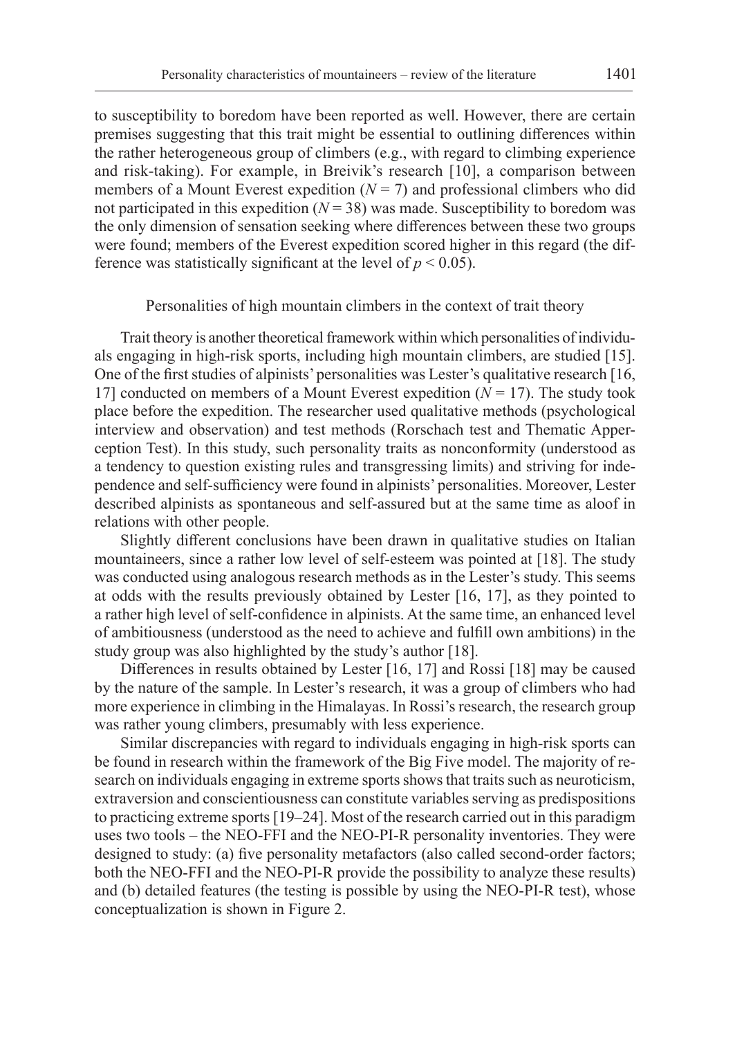to susceptibility to boredom have been reported as well. However, there are certain premises suggesting that this trait might be essential to outlining differences within the rather heterogeneous group of climbers (e.g., with regard to climbing experience and risk-taking). For example, in Breivik's research [10], a comparison between members of a Mount Everest expedition ($N = 7$) and professional climbers who did not participated in this expedition ($N = 38$) was made. Susceptibility to boredom was the only dimension of sensation seeking where differences between these two groups were found; members of the Everest expedition scored higher in this regard (the difference was statistically significant at the level of $p < 0.05$).

## Personalities of high mountain climbers in the context of trait theory

Trait theory is another theoretical framework within which personalities of individuals engaging in high-risk sports, including high mountain climbers, are studied [15]. One of the first studies of alpinists' personalities was Lester's qualitative research [16, 17] conducted on members of a Mount Everest expedition ($N = 17$). The study took place before the expedition. The researcher used qualitative methods (psychological interview and observation) and test methods (Rorschach test and Thematic Apperception Test). In this study, such personality traits as nonconformity (understood as a tendency to question existing rules and transgressing limits) and striving for independence and self-sufficiency were found in alpinists' personalities. Moreover, Lester described alpinists as spontaneous and self-assured but at the same time as aloof in relations with other people.

Slightly different conclusions have been drawn in qualitative studies on Italian mountaineers, since a rather low level of self-esteem was pointed at [18]. The study was conducted using analogous research methods as in the Lester's study. This seems at odds with the results previously obtained by Lester [16, 17], as they pointed to a rather high level of self-confidence in alpinists. At the same time, an enhanced level of ambitiousness (understood as the need to achieve and fulfill own ambitions) in the study group was also highlighted by the study's author [18].

Differences in results obtained by Lester [16, 17] and Rossi [18] may be caused by the nature of the sample. In Lester's research, it was a group of climbers who had more experience in climbing in the Himalayas. In Rossi's research, the research group was rather young climbers, presumably with less experience.

Similar discrepancies with regard to individuals engaging in high-risk sports can be found in research within the framework of the Big Five model. The majority of research on individuals engaging in extreme sports shows that traits such as neuroticism, extraversion and conscientiousness can constitute variables serving as predispositions to practicing extreme sports [19–24]. Most of the research carried out in this paradigm uses two tools – the NEO-FFI and the NEO-PI-R personality inventories. They were designed to study: (a) five personality metafactors (also called second-order factors; both the NEO-FFI and the NEO-PI-R provide the possibility to analyze these results) and (b) detailed features (the testing is possible by using the NEO-PI-R test), whose conceptualization is shown in Figure 2.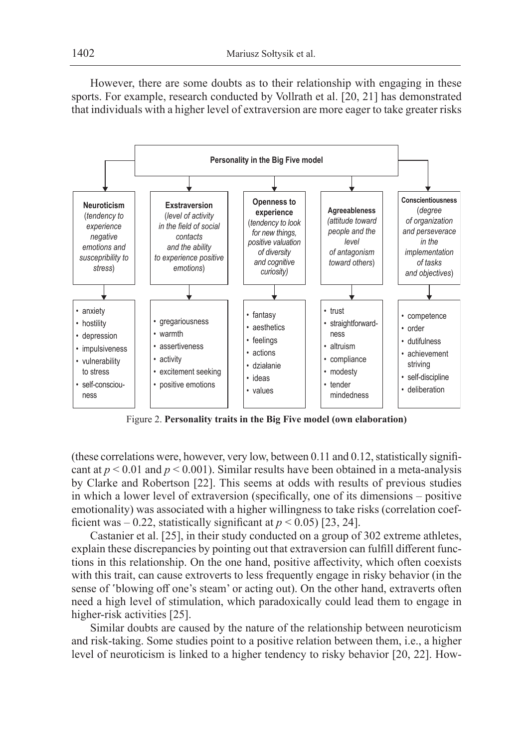However, there are some doubts as to their relationship with engaging in these sports. For example, research conducted by Vollrath et al. [20, 21] has demonstrated that individuals with a higher level of extraversion are more eager to take greater risks

**Personality in the Big Five model**

| **Neuroticism** (*tendency to experience negative emotions and suscepribility to stress*) | **Exstraversion** (*level of activity in the field of social contacts and the ability to experience positive emotions*) | **Openness to experience** (*tendency to look for new things, positive valuation of diversity and cognitive curiosity)* | **Agreeableness** *(attitude toward people and the level of antagonism toward others*) | **Conscientiousness** (*degree of organization and perseverace in the implementation of tasks and objectives*) |
|---|---|---|---|---|
| • anxiety<br>• hostility<br>• depression<br>• impulsiveness<br>• vulnerability to stress<br>• self-consciou-ness | • gregariousness<br>• warmth<br>• assertiveness<br>• activity<br>• excitement seeking<br>• positive emotions | • fantasy<br>• aesthetics<br>• feelings<br>• actions<br>• działanie<br>• ideas<br>• values | • trust<br>• straightforward-ness<br>• altruism<br>• compliance<br>• modesty<br>• tender mindedness | • competence<br>• order<br>• dutifulness<br>• achievement striving<br>• self-discipline<br>• deliberation |

Figure 2. **Personality traits in the Big Five model (own elaboration)**

(these correlations were, however, very low, between 0.11 and 0.12, statistically significant at $p < 0.01$ and $p < 0.001$). Similar results have been obtained in a meta-analysis by Clarke and Robertson [22]. This seems at odds with results of previous studies in which a lower level of extraversion (specifically, one of its dimensions – positive emotionality) was associated with a higher willingness to take risks (correlation coefficient was – 0.22, statistically significant at $p < 0.05$) [23, 24].

Castanier et al. [25], in their study conducted on a group of 302 extreme athletes, explain these discrepancies by pointing out that extraversion can fulfill different functions in this relationship. On the one hand, positive affectivity, which often coexists with this trait, can cause extroverts to less frequently engage in risky behavior (in the sense of 'blowing off one's steam' or acting out). On the other hand, extraverts often need a high level of stimulation, which paradoxically could lead them to engage in higher-risk activities [25].

Similar doubts are caused by the nature of the relationship between neuroticism and risk-taking. Some studies point to a positive relation between them, i.e., a higher level of neuroticism is linked to a higher tendency to risky behavior [20, 22]. How-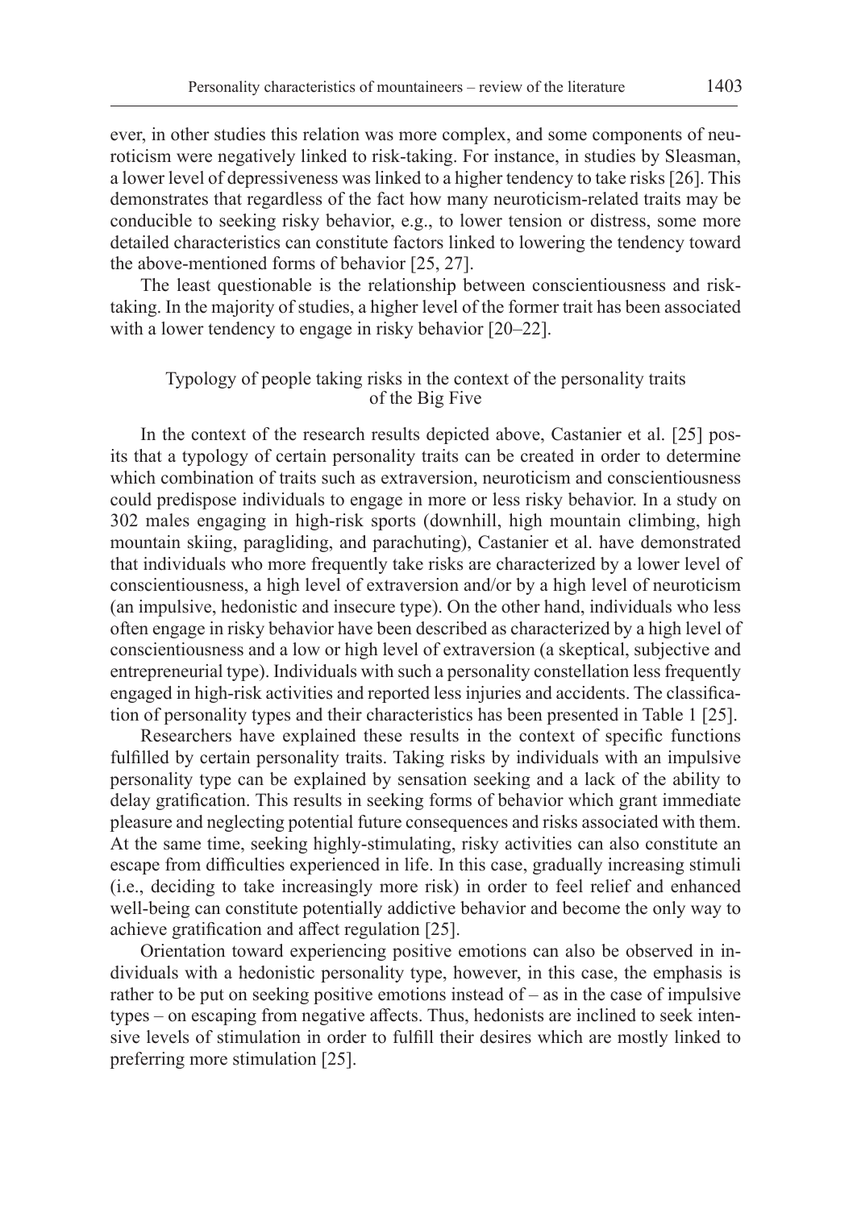ever, in other studies this relation was more complex, and some components of neuroticism were negatively linked to risk-taking. For instance, in studies by Sleasman, a lower level of depressiveness was linked to a higher tendency to take risks [26]. This demonstrates that regardless of the fact how many neuroticism-related traits may be conducible to seeking risky behavior, e.g., to lower tension or distress, some more detailed characteristics can constitute factors linked to lowering the tendency toward the above-mentioned forms of behavior [25, 27].

The least questionable is the relationship between conscientiousness and risk-taking. In the majority of studies, a higher level of the former trait has been associated with a lower tendency to engage in risky behavior [20–22].

## Typology of people taking risks in the context of the personality traits of the Big Five

In the context of the research results depicted above, Castanier et al. [25] posits that a typology of certain personality traits can be created in order to determine which combination of traits such as extraversion, neuroticism and conscientiousness could predispose individuals to engage in more or less risky behavior. In a study on 302 males engaging in high-risk sports (downhill, high mountain climbing, high mountain skiing, paragliding, and parachuting), Castanier et al. have demonstrated that individuals who more frequently take risks are characterized by a lower level of conscientiousness, a high level of extraversion and/or by a high level of neuroticism (an impulsive, hedonistic and insecure type). On the other hand, individuals who less often engage in risky behavior have been described as characterized by a high level of conscientiousness and a low or high level of extraversion (a skeptical, subjective and entrepreneurial type). Individuals with such a personality constellation less frequently engaged in high-risk activities and reported less injuries and accidents. The classification of personality types and their characteristics has been presented in Table 1 [25].

Researchers have explained these results in the context of specific functions fulfilled by certain personality traits. Taking risks by individuals with an impulsive personality type can be explained by sensation seeking and a lack of the ability to delay gratification. This results in seeking forms of behavior which grant immediate pleasure and neglecting potential future consequences and risks associated with them. At the same time, seeking highly-stimulating, risky activities can also constitute an escape from difficulties experienced in life. In this case, gradually increasing stimuli (i.e., deciding to take increasingly more risk) in order to feel relief and enhanced well-being can constitute potentially addictive behavior and become the only way to achieve gratification and affect regulation [25].

Orientation toward experiencing positive emotions can also be observed in individuals with a hedonistic personality type, however, in this case, the emphasis is rather to be put on seeking positive emotions instead of – as in the case of impulsive types – on escaping from negative affects. Thus, hedonists are inclined to seek intensive levels of stimulation in order to fulfill their desires which are mostly linked to preferring more stimulation [25].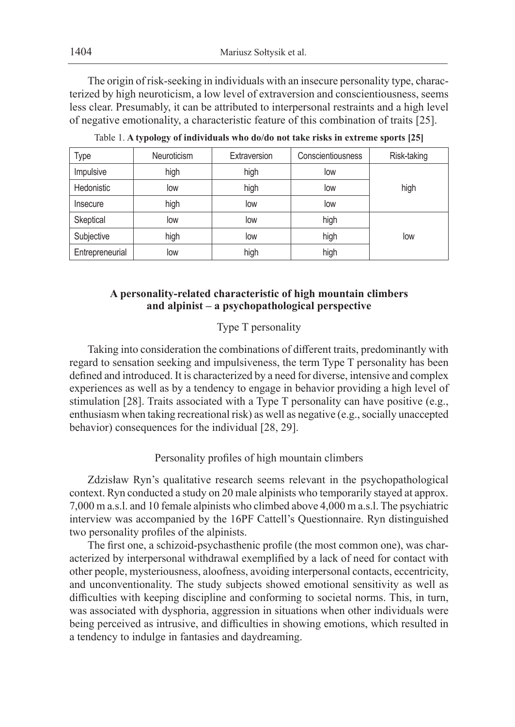The origin of risk-seeking in individuals with an insecure personality type, characterized by high neuroticism, a low level of extraversion and conscientiousness, seems less clear. Presumably, it can be attributed to interpersonal restraints and a high level of negative emotionality, a characteristic feature of this combination of traits [25].

Table 1. **A typology of individuals who do/do not take risks in extreme sports [25]**

| Type | Neuroticism | Extraversion | Conscientiousness | Risk-taking |
|---|---|---|---|---|
| Impulsive | high | high | low | high |
| Hedonistic | low | high | low | |
| Insecure | high | low | low | |
| Skeptical | low | low | high | low |
| Subjective | high | low | high | |
| Entrepreneurial | low | high | high | |

## A personality-related characteristic of high mountain climbers and alpinist – a psychopathological perspective

### Type T personality

Taking into consideration the combinations of different traits, predominantly with regard to sensation seeking and impulsiveness, the term Type T personality has been defined and introduced. It is characterized by a need for diverse, intensive and complex experiences as well as by a tendency to engage in behavior providing a high level of stimulation [28]. Traits associated with a Type T personality can have positive (e.g., enthusiasm when taking recreational risk) as well as negative (e.g., socially unaccepted behavior) consequences for the individual [28, 29].

### Personality profiles of high mountain climbers

Zdzisław Ryn's qualitative research seems relevant in the psychopathological context. Ryn conducted a study on 20 male alpinists who temporarily stayed at approx. 7,000 m a.s.l. and 10 female alpinists who climbed above 4,000 m a.s.l. The psychiatric interview was accompanied by the 16PF Cattell's Questionnaire. Ryn distinguished two personality profiles of the alpinists.

The first one, a schizoid-psychasthenic profile (the most common one), was characterized by interpersonal withdrawal exemplified by a lack of need for contact with other people, mysteriousness, aloofness, avoiding interpersonal contacts, eccentricity, and unconventionality. The study subjects showed emotional sensitivity as well as difficulties with keeping discipline and conforming to societal norms. This, in turn, was associated with dysphoria, aggression in situations when other individuals were being perceived as intrusive, and difficulties in showing emotions, which resulted in a tendency to indulge in fantasies and daydreaming.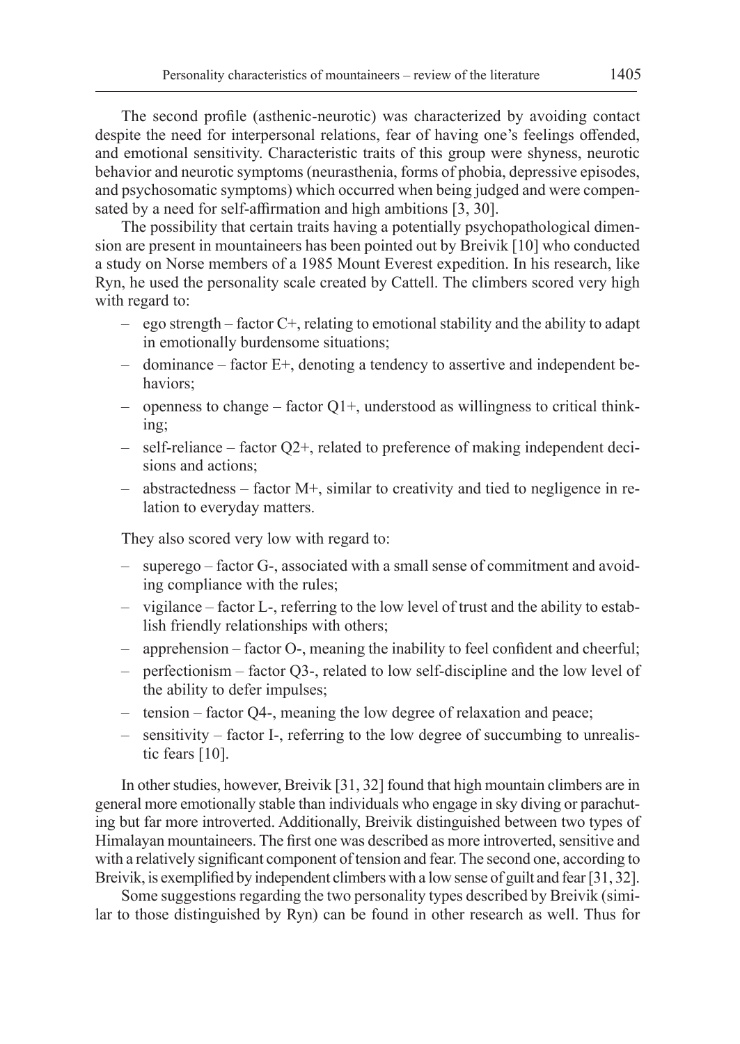The second profile (asthenic-neurotic) was characterized by avoiding contact despite the need for interpersonal relations, fear of having one's feelings offended, and emotional sensitivity. Characteristic traits of this group were shyness, neurotic behavior and neurotic symptoms (neurasthenia, forms of phobia, depressive episodes, and psychosomatic symptoms) which occurred when being judged and were compensated by a need for self-affirmation and high ambitions [3, 30].

The possibility that certain traits having a potentially psychopathological dimension are present in mountaineers has been pointed out by Breivik [10] who conducted a study on Norse members of a 1985 Mount Everest expedition. In his research, like Ryn, he used the personality scale created by Cattell. The climbers scored very high with regard to:

- ego strength – factor C+, relating to emotional stability and the ability to adapt in emotionally burdensome situations;
- dominance – factor E+, denoting a tendency to assertive and independent behaviors;
- openness to change – factor Q1+, understood as willingness to critical thinking;
- self-reliance – factor Q2+, related to preference of making independent decisions and actions;
- abstractedness – factor M+, similar to creativity and tied to negligence in relation to everyday matters.

They also scored very low with regard to:

- superego – factor G-, associated with a small sense of commitment and avoiding compliance with the rules;
- vigilance – factor L-, referring to the low level of trust and the ability to establish friendly relationships with others;
- apprehension – factor O-, meaning the inability to feel confident and cheerful;
- perfectionism – factor Q3-, related to low self-discipline and the low level of the ability to defer impulses;
- tension – factor Q4-, meaning the low degree of relaxation and peace;
- sensitivity – factor I-, referring to the low degree of succumbing to unrealistic fears [10].

In other studies, however, Breivik [31, 32] found that high mountain climbers are in general more emotionally stable than individuals who engage in sky diving or parachuting but far more introverted. Additionally, Breivik distinguished between two types of Himalayan mountaineers. The first one was described as more introverted, sensitive and with a relatively significant component of tension and fear. The second one, according to Breivik, is exemplified by independent climbers with a low sense of guilt and fear [31, 32].

Some suggestions regarding the two personality types described by Breivik (similar to those distinguished by Ryn) can be found in other research as well. Thus for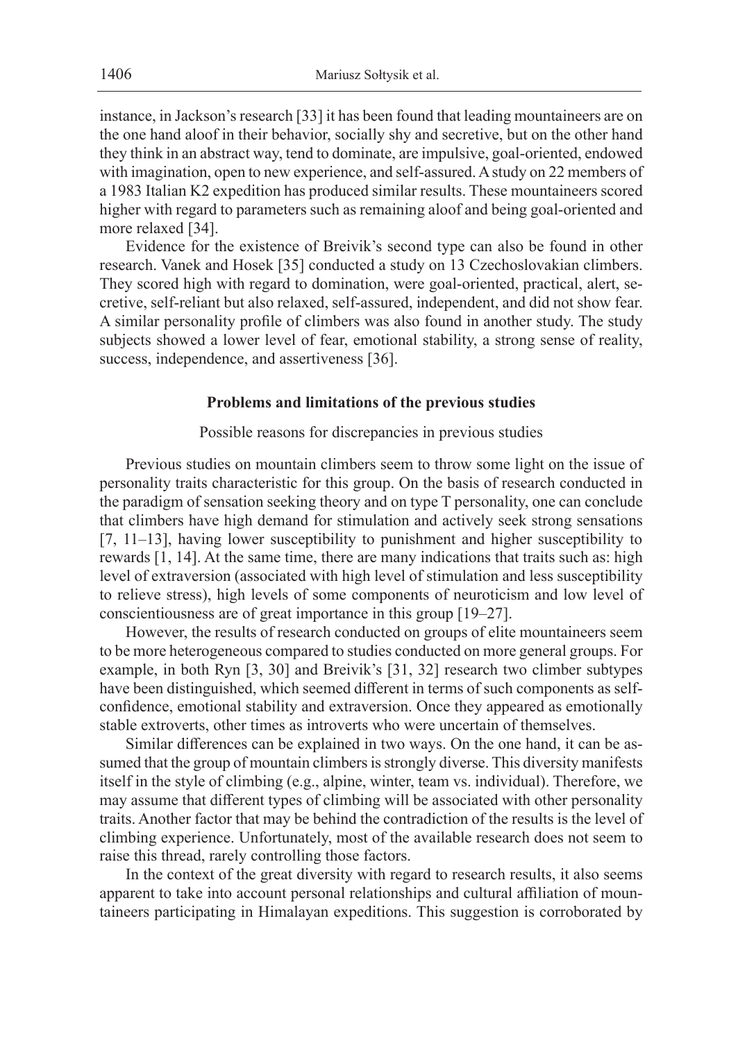instance, in Jackson's research [33] it has been found that leading mountaineers are on the one hand aloof in their behavior, socially shy and secretive, but on the other hand they think in an abstract way, tend to dominate, are impulsive, goal-oriented, endowed with imagination, open to new experience, and self-assured. A study on 22 members of a 1983 Italian K2 expedition has produced similar results. These mountaineers scored higher with regard to parameters such as remaining aloof and being goal-oriented and more relaxed [34].

Evidence for the existence of Breivik's second type can also be found in other research. Vanek and Hosek [35] conducted a study on 13 Czechoslovakian climbers. They scored high with regard to domination, were goal-oriented, practical, alert, secretive, self-reliant but also relaxed, self-assured, independent, and did not show fear. A similar personality profile of climbers was also found in another study. The study subjects showed a lower level of fear, emotional stability, a strong sense of reality, success, independence, and assertiveness [36].

## Problems and limitations of the previous studies

### Possible reasons for discrepancies in previous studies

Previous studies on mountain climbers seem to throw some light on the issue of personality traits characteristic for this group. On the basis of research conducted in the paradigm of sensation seeking theory and on type T personality, one can conclude that climbers have high demand for stimulation and actively seek strong sensations [7, 11–13], having lower susceptibility to punishment and higher susceptibility to rewards [1, 14]. At the same time, there are many indications that traits such as: high level of extraversion (associated with high level of stimulation and less susceptibility to relieve stress), high levels of some components of neuroticism and low level of conscientiousness are of great importance in this group [19–27].

However, the results of research conducted on groups of elite mountaineers seem to be more heterogeneous compared to studies conducted on more general groups. For example, in both Ryn [3, 30] and Breivik's [31, 32] research two climber subtypes have been distinguished, which seemed different in terms of such components as self-confidence, emotional stability and extraversion. Once they appeared as emotionally stable extroverts, other times as introverts who were uncertain of themselves.

Similar differences can be explained in two ways. On the one hand, it can be assumed that the group of mountain climbers is strongly diverse. This diversity manifests itself in the style of climbing (e.g., alpine, winter, team vs. individual). Therefore, we may assume that different types of climbing will be associated with other personality traits. Another factor that may be behind the contradiction of the results is the level of climbing experience. Unfortunately, most of the available research does not seem to raise this thread, rarely controlling those factors.

In the context of the great diversity with regard to research results, it also seems apparent to take into account personal relationships and cultural affiliation of mountaineers participating in Himalayan expeditions. This suggestion is corroborated by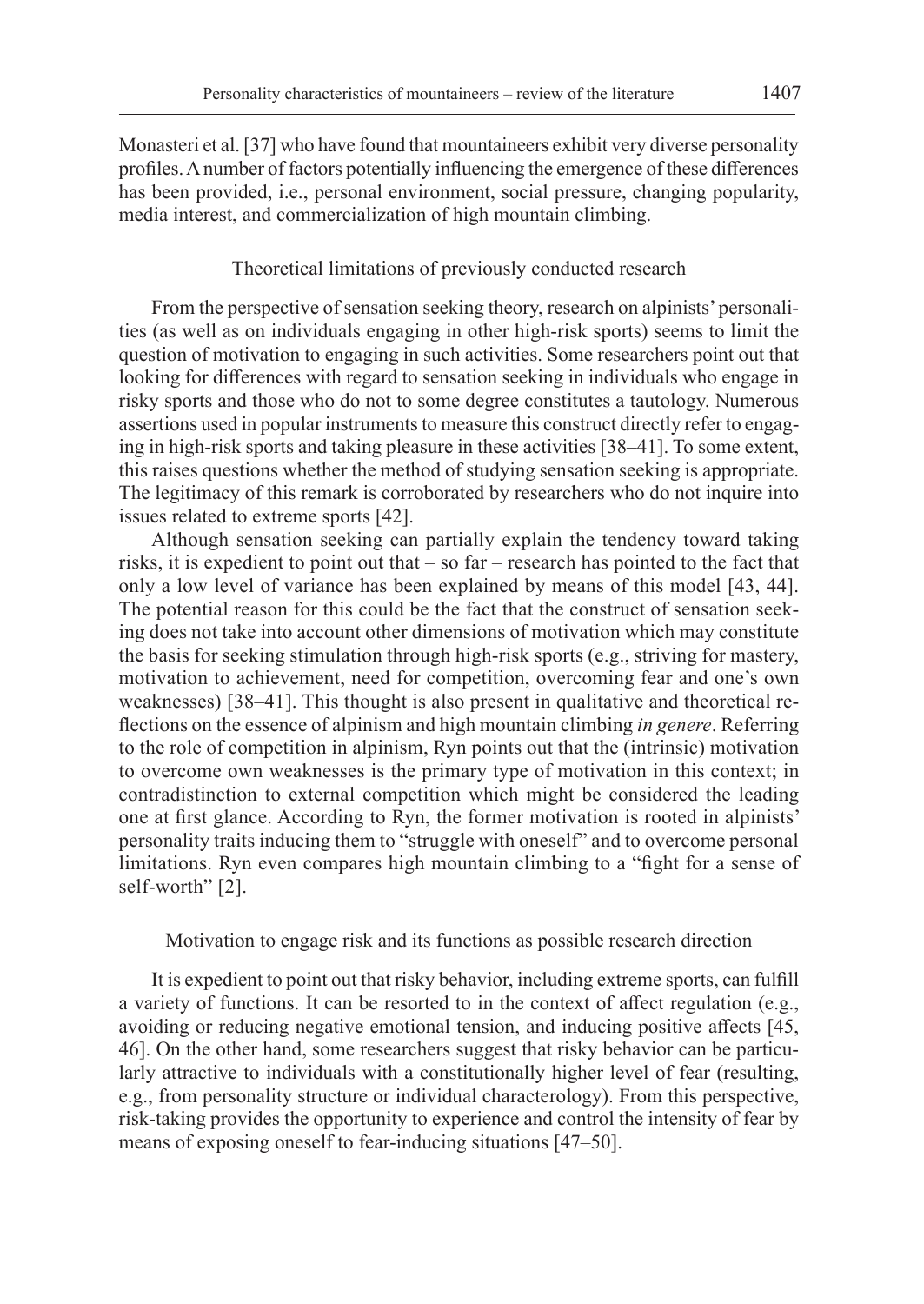Monasteri et al. [37] who have found that mountaineers exhibit very diverse personality profiles. A number of factors potentially influencing the emergence of these differences has been provided, i.e., personal environment, social pressure, changing popularity, media interest, and commercialization of high mountain climbing.

### Theoretical limitations of previously conducted research

From the perspective of sensation seeking theory, research on alpinists' personalities (as well as on individuals engaging in other high-risk sports) seems to limit the question of motivation to engaging in such activities. Some researchers point out that looking for differences with regard to sensation seeking in individuals who engage in risky sports and those who do not to some degree constitutes a tautology. Numerous assertions used in popular instruments to measure this construct directly refer to engaging in high-risk sports and taking pleasure in these activities [38–41]. To some extent, this raises questions whether the method of studying sensation seeking is appropriate. The legitimacy of this remark is corroborated by researchers who do not inquire into issues related to extreme sports [42].

Although sensation seeking can partially explain the tendency toward taking risks, it is expedient to point out that – so far – research has pointed to the fact that only a low level of variance has been explained by means of this model [43, 44]. The potential reason for this could be the fact that the construct of sensation seeking does not take into account other dimensions of motivation which may constitute the basis for seeking stimulation through high-risk sports (e.g., striving for mastery, motivation to achievement, need for competition, overcoming fear and one's own weaknesses) [38–41]. This thought is also present in qualitative and theoretical reflections on the essence of alpinism and high mountain climbing *in genere*. Referring to the role of competition in alpinism, Ryn points out that the (intrinsic) motivation to overcome own weaknesses is the primary type of motivation in this context; in contradistinction to external competition which might be considered the leading one at first glance. According to Ryn, the former motivation is rooted in alpinists' personality traits inducing them to "struggle with oneself" and to overcome personal limitations. Ryn even compares high mountain climbing to a "fight for a sense of self-worth" [2].

### Motivation to engage risk and its functions as possible research direction

It is expedient to point out that risky behavior, including extreme sports, can fulfill a variety of functions. It can be resorted to in the context of affect regulation (e.g., avoiding or reducing negative emotional tension, and inducing positive affects [45, 46]. On the other hand, some researchers suggest that risky behavior can be particularly attractive to individuals with a constitutionally higher level of fear (resulting, e.g., from personality structure or individual characterology). From this perspective, risk-taking provides the opportunity to experience and control the intensity of fear by means of exposing oneself to fear-inducing situations [47–50].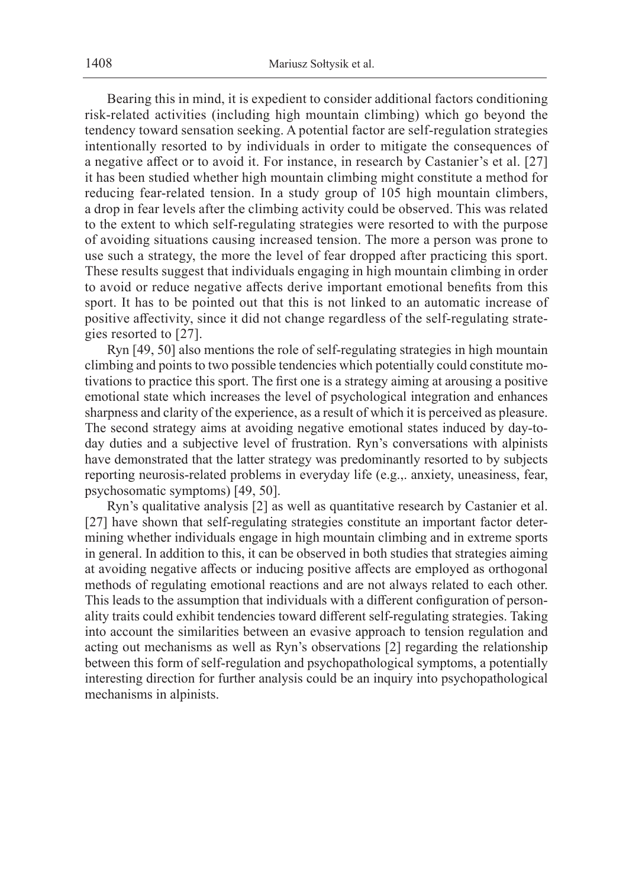Bearing this in mind, it is expedient to consider additional factors conditioning risk-related activities (including high mountain climbing) which go beyond the tendency toward sensation seeking. A potential factor are self-regulation strategies intentionally resorted to by individuals in order to mitigate the consequences of a negative affect or to avoid it. For instance, in research by Castanier's et al. [27] it has been studied whether high mountain climbing might constitute a method for reducing fear-related tension. In a study group of 105 high mountain climbers, a drop in fear levels after the climbing activity could be observed. This was related to the extent to which self-regulating strategies were resorted to with the purpose of avoiding situations causing increased tension. The more a person was prone to use such a strategy, the more the level of fear dropped after practicing this sport. These results suggest that individuals engaging in high mountain climbing in order to avoid or reduce negative affects derive important emotional benefits from this sport. It has to be pointed out that this is not linked to an automatic increase of positive affectivity, since it did not change regardless of the self-regulating strategies resorted to [27].

Ryn [49, 50] also mentions the role of self-regulating strategies in high mountain climbing and points to two possible tendencies which potentially could constitute motivations to practice this sport. The first one is a strategy aiming at arousing a positive emotional state which increases the level of psychological integration and enhances sharpness and clarity of the experience, as a result of which it is perceived as pleasure. The second strategy aims at avoiding negative emotional states induced by day-to-day duties and a subjective level of frustration. Ryn's conversations with alpinists have demonstrated that the latter strategy was predominantly resorted to by subjects reporting neurosis-related problems in everyday life (e.g.,. anxiety, uneasiness, fear, psychosomatic symptoms) [49, 50].

Ryn's qualitative analysis [2] as well as quantitative research by Castanier et al. [27] have shown that self-regulating strategies constitute an important factor determining whether individuals engage in high mountain climbing and in extreme sports in general. In addition to this, it can be observed in both studies that strategies aiming at avoiding negative affects or inducing positive affects are employed as orthogonal methods of regulating emotional reactions and are not always related to each other. This leads to the assumption that individuals with a different configuration of personality traits could exhibit tendencies toward different self-regulating strategies. Taking into account the similarities between an evasive approach to tension regulation and acting out mechanisms as well as Ryn's observations [2] regarding the relationship between this form of self-regulation and psychopathological symptoms, a potentially interesting direction for further analysis could be an inquiry into psychopathological mechanisms in alpinists.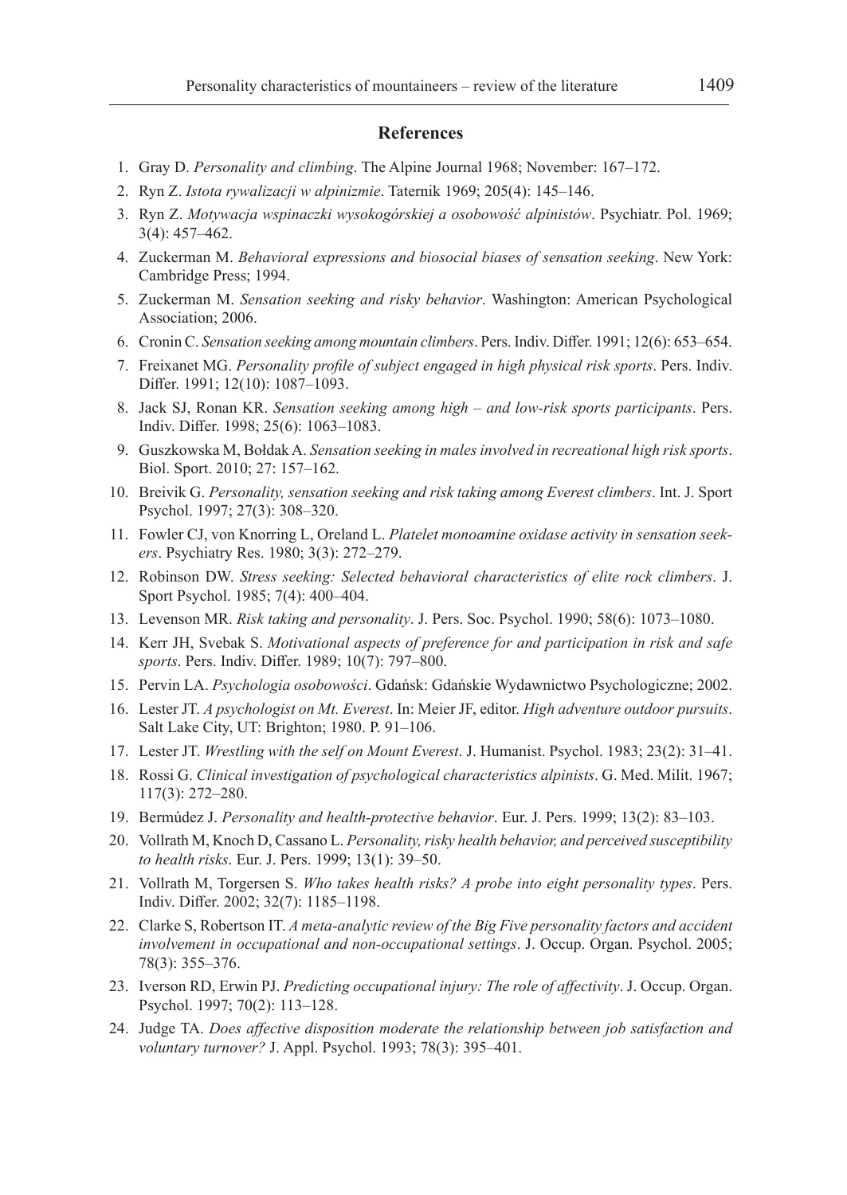## References

1. Gray D. *Personality and climbing*. The Alpine Journal 1968; November: 167–172.
2. Ryn Z. *Istota rywalizacji w alpinizmie*. Taternik 1969; 205(4): 145–146.
3. Ryn Z. *Motywacja wspinaczki wysokogórskiej a osobowość alpinistów*. Psychiatr. Pol. 1969; 3(4): 457–462.
4. Zuckerman M. *Behavioral expressions and biosocial biases of sensation seeking*. New York: Cambridge Press; 1994.
5. Zuckerman M. *Sensation seeking and risky behavior*. Washington: American Psychological Association; 2006.
6. Cronin C. *Sensation seeking among mountain climbers*. Pers. Indiv. Differ. 1991; 12(6): 653–654.
7. Freixanet MG. *Personality profile of subject engaged in high physical risk sports*. Pers. Indiv. Differ. 1991; 12(10): 1087–1093.
8. Jack SJ, Ronan KR. *Sensation seeking among high – and low-risk sports participants*. Pers. Indiv. Differ. 1998; 25(6): 1063–1083.
9. Guszkowska M, Bołdak A. *Sensation seeking in males involved in recreational high risk sports*. Biol. Sport. 2010; 27: 157–162.
10. Breivik G. *Personality, sensation seeking and risk taking among Everest climbers*. Int. J. Sport Psychol. 1997; 27(3): 308–320.
11. Fowler CJ, von Knorring L, Oreland L. *Platelet monoamine oxidase activity in sensation seekers*. Psychiatry Res. 1980; 3(3): 272–279.
12. Robinson DW. *Stress seeking: Selected behavioral characteristics of elite rock climbers*. J. Sport Psychol. 1985; 7(4): 400–404.
13. Levenson MR. *Risk taking and personality*. J. Pers. Soc. Psychol. 1990; 58(6): 1073–1080.
14. Kerr JH, Svebak S. *Motivational aspects of preference for and participation in risk and safe sports*. Pers. Indiv. Differ. 1989; 10(7): 797–800.
15. Pervin LA. *Psychologia osobowości*. Gdańsk: Gdańskie Wydawnictwo Psychologiczne; 2002.
16. Lester JT. *A psychologist on Mt. Everest*. In: Meier JF, editor. *High adventure outdoor pursuits*. Salt Lake City, UT: Brighton; 1980. P. 91–106.
17. Lester JT. *Wrestling with the self on Mount Everest*. J. Humanist. Psychol. 1983; 23(2): 31–41.
18. Rossi G. *Clinical investigation of psychological characteristics alpinists*. G. Med. Milit. 1967; 117(3): 272–280.
19. Bermúdez J. *Personality and health-protective behavior*. Eur. J. Pers. 1999; 13(2): 83–103.
20. Vollrath M, Knoch D, Cassano L. *Personality, risky health behavior, and perceived susceptibility to health risks*. Eur. J. Pers. 1999; 13(1): 39–50.
21. Vollrath M, Torgersen S. *Who takes health risks? A probe into eight personality types*. Pers. Indiv. Differ. 2002; 32(7): 1185–1198.
22. Clarke S, Robertson IT. *A meta-analytic review of the Big Five personality factors and accident involvement in occupational and non-occupational settings*. J. Occup. Organ. Psychol. 2005; 78(3): 355–376.
23. Iverson RD, Erwin PJ. *Predicting occupational injury: The role of affectivity*. J. Occup. Organ. Psychol. 1997; 70(2): 113–128.
24. Judge TA. *Does affective disposition moderate the relationship between job satisfaction and voluntary turnover?* J. Appl. Psychol. 1993; 78(3): 395–401.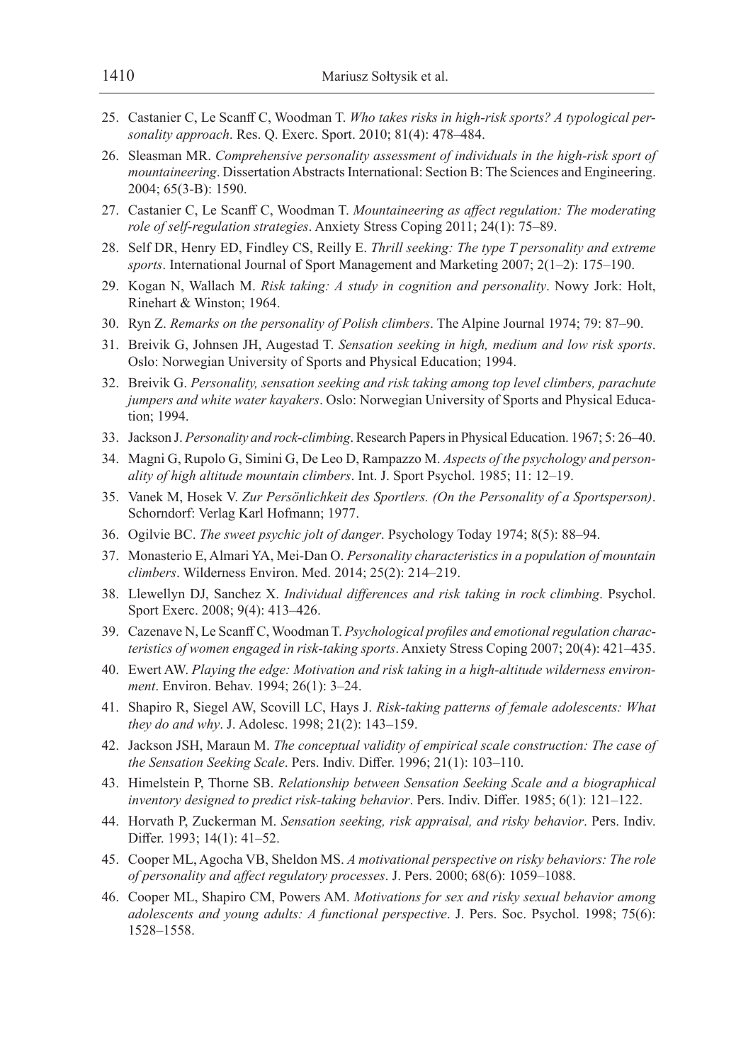25. Castanier C, Le Scanff C, Woodman T. *Who takes risks in high-risk sports? A typological personality approach*. Res. Q. Exerc. Sport. 2010; 81(4): 478–484.
26. Sleasman MR. *Comprehensive personality assessment of individuals in the high-risk sport of mountaineering*. Dissertation Abstracts International: Section B: The Sciences and Engineering. 2004; 65(3-B): 1590.
27. Castanier C, Le Scanff C, Woodman T. *Mountaineering as affect regulation: The moderating role of self-regulation strategies*. Anxiety Stress Coping 2011; 24(1): 75–89.
28. Self DR, Henry ED, Findley CS, Reilly E. *Thrill seeking: The type T personality and extreme sports*. International Journal of Sport Management and Marketing 2007; 2(1–2): 175–190.
29. Kogan N, Wallach M. *Risk taking: A study in cognition and personality*. Nowy Jork: Holt, Rinehart & Winston; 1964.
30. Ryn Z. *Remarks on the personality of Polish climbers*. The Alpine Journal 1974; 79: 87–90.
31. Breivik G, Johnsen JH, Augestad T. *Sensation seeking in high, medium and low risk sports*. Oslo: Norwegian University of Sports and Physical Education; 1994.
32. Breivik G. *Personality, sensation seeking and risk taking among top level climbers, parachute jumpers and white water kayakers*. Oslo: Norwegian University of Sports and Physical Education; 1994.
33. Jackson J. *Personality and rock-climbing*. Research Papers in Physical Education. 1967; 5: 26–40.
34. Magni G, Rupolo G, Simini G, De Leo D, Rampazzo M. *Aspects of the psychology and personality of high altitude mountain climbers*. Int. J. Sport Psychol. 1985; 11: 12–19.
35. Vanek M, Hosek V. *Zur Persönlichkeit des Sportlers. (On the Personality of a Sportsperson)*. Schorndorf: Verlag Karl Hofmann; 1977.
36. Ogilvie BC. *The sweet psychic jolt of danger*. Psychology Today 1974; 8(5): 88–94.
37. Monasterio E, Almari YA, Mei-Dan O. *Personality characteristics in a population of mountain climbers*. Wilderness Environ. Med. 2014; 25(2): 214–219.
38. Llewellyn DJ, Sanchez X. *Individual differences and risk taking in rock climbing*. Psychol. Sport Exerc. 2008; 9(4): 413–426.
39. Cazenave N, Le Scanff C, Woodman T. *Psychological profiles and emotional regulation characteristics of women engaged in risk-taking sports*. Anxiety Stress Coping 2007; 20(4): 421–435.
40. Ewert AW. *Playing the edge: Motivation and risk taking in a high-altitude wilderness environment*. Environ. Behav. 1994; 26(1): 3–24.
41. Shapiro R, Siegel AW, Scovill LC, Hays J. *Risk-taking patterns of female adolescents: What they do and why*. J. Adolesc. 1998; 21(2): 143–159.
42. Jackson JSH, Maraun M. *The conceptual validity of empirical scale construction: The case of the Sensation Seeking Scale*. Pers. Indiv. Differ. 1996; 21(1): 103–110.
43. Himelstein P, Thorne SB. *Relationship between Sensation Seeking Scale and a biographical inventory designed to predict risk-taking behavior*. Pers. Indiv. Differ. 1985; 6(1): 121–122.
44. Horvath P, Zuckerman M. *Sensation seeking, risk appraisal, and risky behavior*. Pers. Indiv. Differ. 1993; 14(1): 41–52.
45. Cooper ML, Agocha VB, Sheldon MS. *A motivational perspective on risky behaviors: The role of personality and affect regulatory processes*. J. Pers. 2000; 68(6): 1059–1088.
46. Cooper ML, Shapiro CM, Powers AM. *Motivations for sex and risky sexual behavior among adolescents and young adults: A functional perspective*. J. Pers. Soc. Psychol. 1998; 75(6): 1528–1558.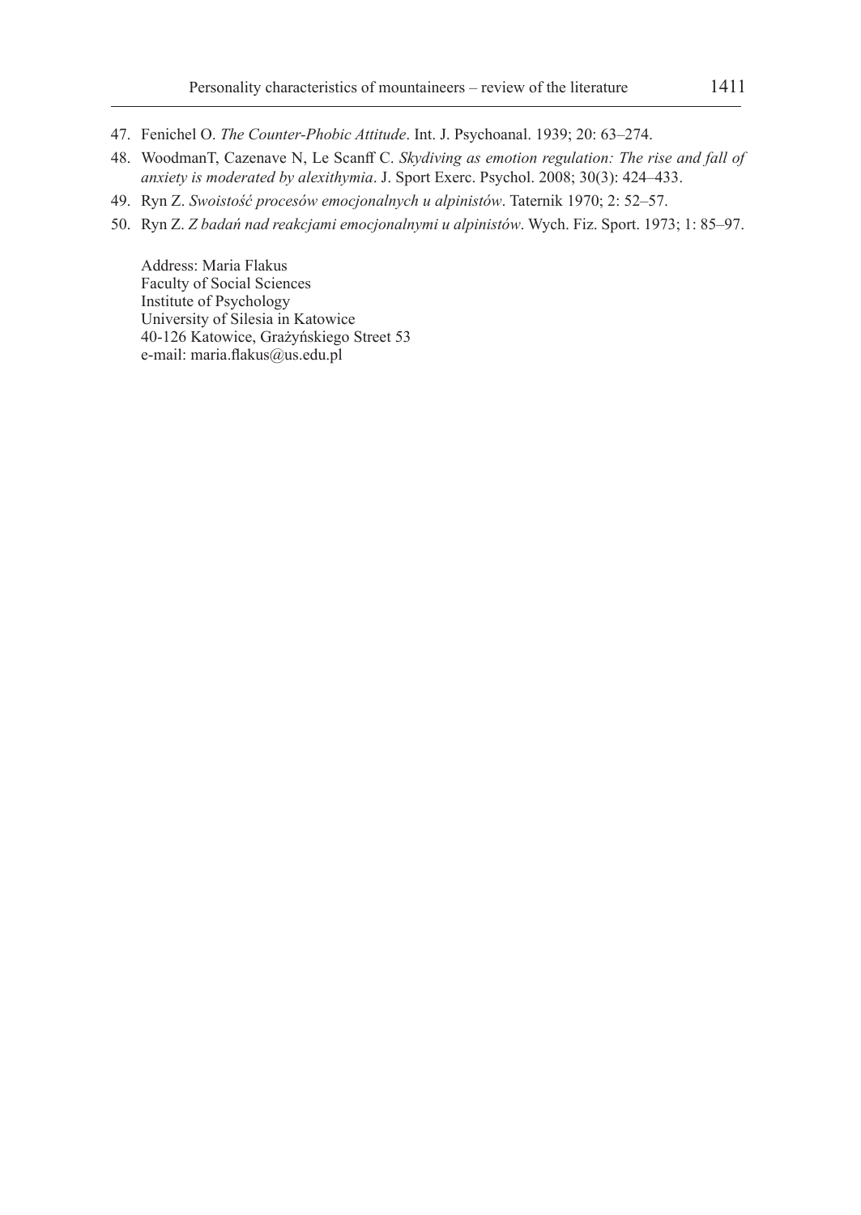47. Fenichel O. *The Counter-Phobic Attitude*. Int. J. Psychoanal. 1939; 20: 63–274.
48. WoodmanT, Cazenave N, Le Scanff C. *Skydiving as emotion regulation: The rise and fall of anxiety is moderated by alexithymia*. J. Sport Exerc. Psychol. 2008; 30(3): 424–433.
49. Ryn Z. *Swoistość procesów emocjonalnych u alpinistów*. Taternik 1970; 2: 52–57.
50. Ryn Z. *Z badań nad reakcjami emocjonalnymi u alpinistów*. Wych. Fiz. Sport. 1973; 1: 85–97.

Address: Maria Flakus
Faculty of Social Sciences
Institute of Psychology
University of Silesia in Katowice
40-126 Katowice, Grażyńskiego Street 53
e-mail: maria.flakus@us.edu.pl